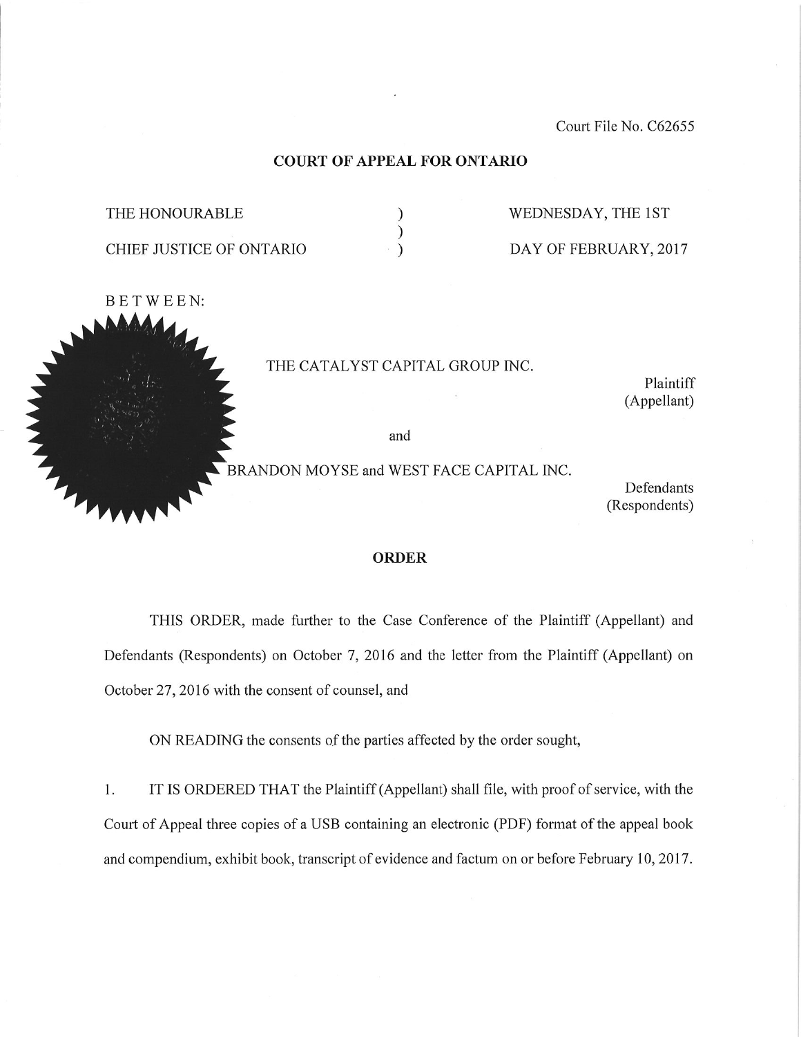Court File No. C62655

**COURT OF APPEAL FOR ONTARIO**

| | | |
|---|---|---|
| THE HONOURABLE | ) | WEDNESDAY, THE 1ST |
| | ) | |
| CHIEF JUSTICE OF ONTARIO | ) | DAY OF FEBRUARY, 2017 |

BETWEEN:

THE CATALYST CAPITAL GROUP INC.

Plaintiff
(Appellant)

and

BRANDON MOYSE and WEST FACE CAPITAL INC.

Defendants
(Respondents)

**ORDER**

THIS ORDER, made further to the Case Conference of the Plaintiff (Appellant) and Defendants (Respondents) on October 7, 2016 and the letter from the Plaintiff (Appellant) on October 27, 2016 with the consent of counsel, and

ON READING the consents of the parties affected by the order sought,

1. IT IS ORDERED THAT the Plaintiff (Appellant) shall file, with proof of service, with the Court of Appeal three copies of a USB containing an electronic (PDF) format of the appeal book and compendium, exhibit book, transcript of evidence and factum on or before February 10, 2017.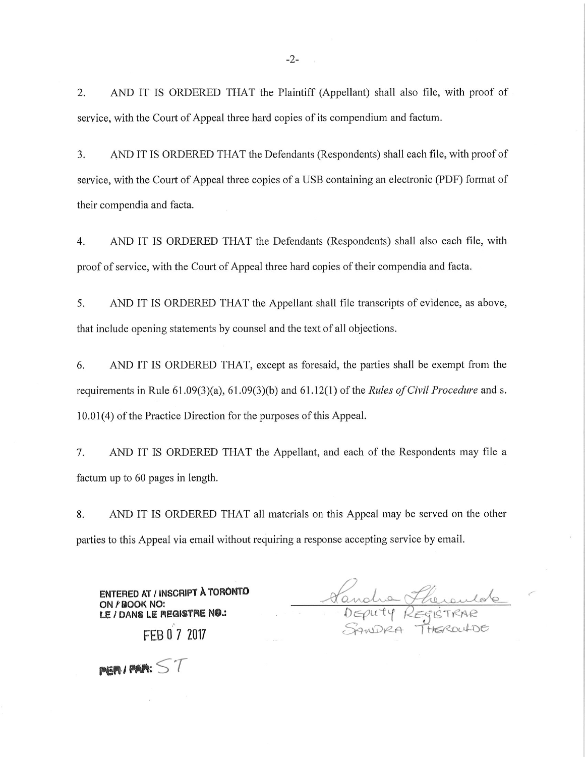2. AND IT IS ORDERED THAT the Plaintiff (Appellant) shall also file, with proof of service, with the Court of Appeal three hard copies of its compendium and factum.

3. AND IT IS ORDERED THAT the Defendants (Respondents) shall each file, with proof of service, with the Court of Appeal three copies of a USB containing an electronic (PDF) format of their compendia and facta.

4. AND IT IS ORDERED THAT the Defendants (Respondents) shall also each file, with proof of service, with the Court of Appeal three hard copies of their compendia and facta.

5. AND IT IS ORDERED THAT the Appellant shall file transcripts of evidence, as above, that include opening statements by counsel and the text of all objections.

6. AND IT IS ORDERED THAT, except as foresaid, the parties shall be exempt from the requirements in Rule 61.09(3)(a), 61.09(3)(b) and 61.12(1) of the *Rules of Civil Procedure* and s. 10.01(4) of the Practice Direction for the purposes of this Appeal.

7. AND IT IS ORDERED THAT the Appellant, and each of the Respondents may file a factum up to 60 pages in length.

8. AND IT IS ORDERED THAT all materials on this Appeal may be served on the other parties to this Appeal via email without requiring a response accepting service by email.

**ENTERED AT / INSCRIPT À TORONTO**
**ON / BOOK NO:**
**LE / DANS LE REGISTRE NO.:**

FEB 07 2017

**PER / PAR:** ST

Sandra Theroulde
DEPUTY REGISTRAR
SANDRA THEROULDE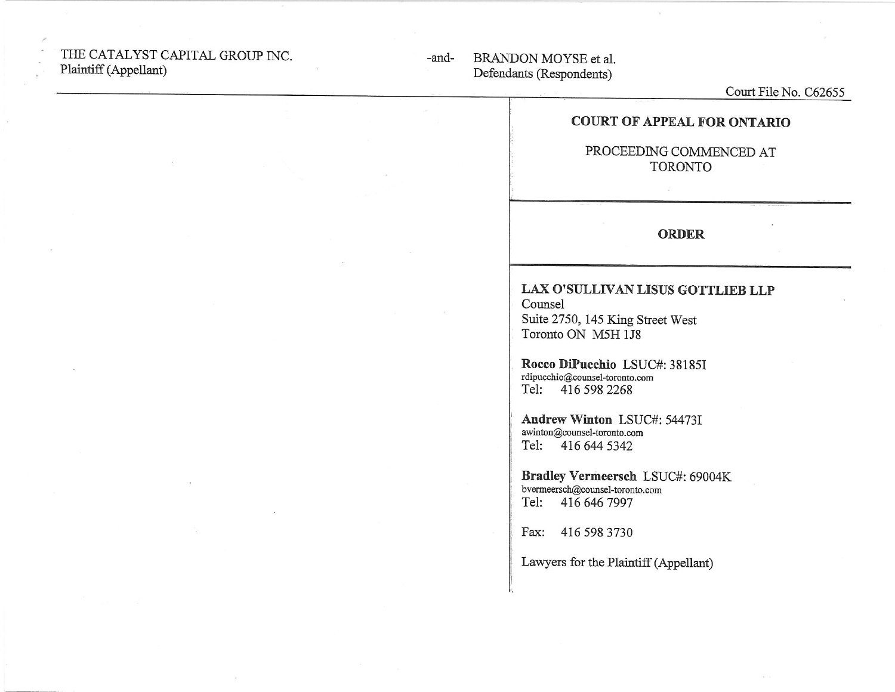THE CATALYST CAPITAL GROUP INC.
Plaintiff (Appellant)

-and-

BRANDON MOYSE et al.
Defendants (Respondents)

Court File No. C62655

**COURT OF APPEAL FOR ONTARIO**

PROCEEDING COMMENCED AT TORONTO

**ORDER**

**LAX O'SULLIVAN LISUS GOTTLIEB LLP**
Counsel
Suite 2750, 145 King Street West
Toronto ON M5H 1J8

**Rocco DiPucchio** LSUC#: 38185I
rdipucchio@counsel-toronto.com
Tel: 416 598 2268

**Andrew Winton** LSUC#: 54473I
awinton@counsel-toronto.com
Tel: 416 644 5342

**Bradley Vermeersch** LSUC#: 69004K
bvermeersch@counsel-toronto.com
Tel: 416 646 7997

Fax: 416 598 3730

Lawyers for the Plaintiff (Appellant)